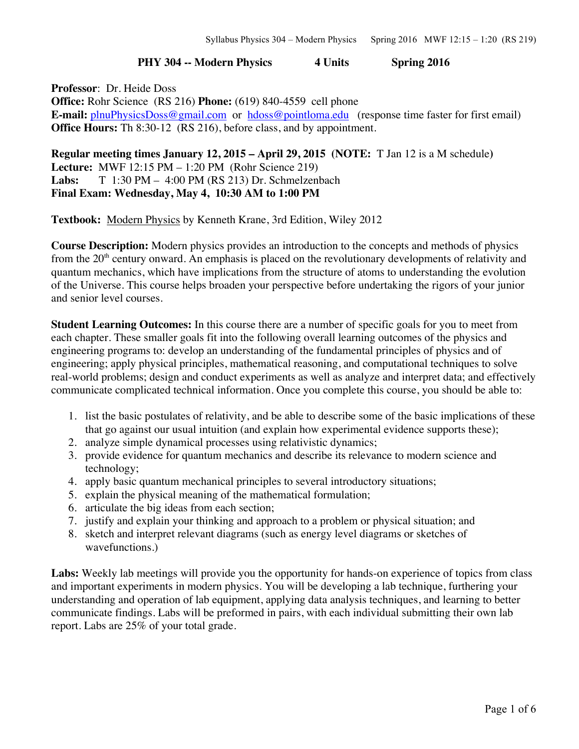**PHY 304 -- Modern Physics 4 Units Spring 2016**

**Professor**: Dr. Heide Doss
**Office:** Rohr Science (RS 216) **Phone:** (619) 840-4559 cell phone
**E-mail:** plnuPhysicsDoss@gmail.com or hdoss@pointloma.edu (response time faster for first email)
**Office Hours:** Th 8:30-12 (RS 216), before class, and by appointment.

**Regular meeting times January 12, 2015 – April 29, 2015 (NOTE:** T Jan 12 is a M schedule**)**
**Lecture:** MWF 12:15 PM – 1:20 PM (Rohr Science 219)
**Labs:** T 1:30 PM – 4:00 PM (RS 213) Dr. Schmelzenbach
**Final Exam: Wednesday, May 4, 10:30 AM to 1:00 PM**

**Textbook:** Modern Physics by Kenneth Krane, 3rd Edition, Wiley 2012

**Course Description:** Modern physics provides an introduction to the concepts and methods of physics from the 20th century onward. An emphasis is placed on the revolutionary developments of relativity and quantum mechanics, which have implications from the structure of atoms to understanding the evolution of the Universe. This course helps broaden your perspective before undertaking the rigors of your junior and senior level courses.

**Student Learning Outcomes:** In this course there are a number of specific goals for you to meet from each chapter. These smaller goals fit into the following overall learning outcomes of the physics and engineering programs to: develop an understanding of the fundamental principles of physics and of engineering; apply physical principles, mathematical reasoning, and computational techniques to solve real-world problems; design and conduct experiments as well as analyze and interpret data; and effectively communicate complicated technical information. Once you complete this course, you should be able to:

1. list the basic postulates of relativity, and be able to describe some of the basic implications of these that go against our usual intuition (and explain how experimental evidence supports these);
2. analyze simple dynamical processes using relativistic dynamics;
3. provide evidence for quantum mechanics and describe its relevance to modern science and technology;
4. apply basic quantum mechanical principles to several introductory situations;
5. explain the physical meaning of the mathematical formulation;
6. articulate the big ideas from each section;
7. justify and explain your thinking and approach to a problem or physical situation; and
8. sketch and interpret relevant diagrams (such as energy level diagrams or sketches of wavefunctions.)

**Labs:** Weekly lab meetings will provide you the opportunity for hands-on experience of topics from class and important experiments in modern physics. You will be developing a lab technique, furthering your understanding and operation of lab equipment, applying data analysis techniques, and learning to better communicate findings. Labs will be preformed in pairs, with each individual submitting their own lab report. Labs are 25% of your total grade.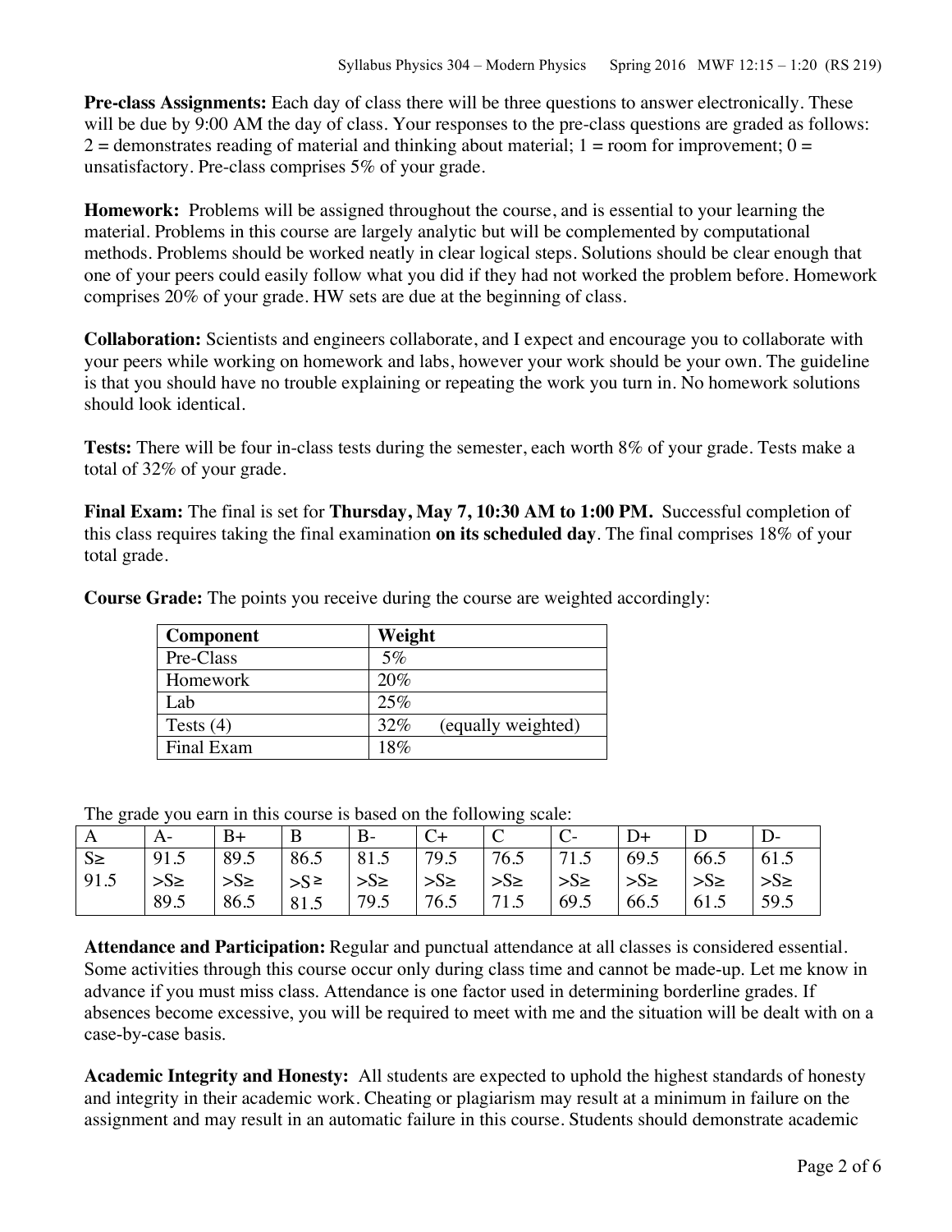**Pre-class Assignments:** Each day of class there will be three questions to answer electronically. These will be due by 9:00 AM the day of class. Your responses to the pre-class questions are graded as follows: 2 = demonstrates reading of material and thinking about material; 1 = room for improvement; 0 = unsatisfactory. Pre-class comprises 5% of your grade.

**Homework:** Problems will be assigned throughout the course, and is essential to your learning the material. Problems in this course are largely analytic but will be complemented by computational methods. Problems should be worked neatly in clear logical steps. Solutions should be clear enough that one of your peers could easily follow what you did if they had not worked the problem before. Homework comprises 20% of your grade. HW sets are due at the beginning of class.

**Collaboration:** Scientists and engineers collaborate, and I expect and encourage you to collaborate with your peers while working on homework and labs, however your work should be your own. The guideline is that you should have no trouble explaining or repeating the work you turn in. No homework solutions should look identical.

**Tests:** There will be four in-class tests during the semester, each worth 8% of your grade. Tests make a total of 32% of your grade.

**Final Exam:** The final is set for **Thursday, May 7, 10:30 AM to 1:00 PM.** Successful completion of this class requires taking the final examination **on its scheduled day**. The final comprises 18% of your total grade.

**Course Grade:** The points you receive during the course are weighted accordingly:

| Component | Weight |
|---|---|
| Pre-Class | 5% |
| Homework | 20% |
| Lab | 25% |
| Tests (4) | 32% (equally weighted) |
| Final Exam | 18% |

The grade you earn in this course is based on the following scale:

| A | A- | B+ | B | B- | C+ | C | C- | D+ | D | D- |
|---|---|---|---|---|---|---|---|---|---|---|
| S≥ 91.5 | 91.5 >S≥ 89.5 | 89.5 >S≥ 86.5 | 86.5 >S ≥ 81.5 | 81.5 >S≥ 79.5 | 79.5 >S≥ 76.5 | 76.5 >S≥ 71.5 | 71.5 >S≥ 69.5 | 69.5 >S≥ 66.5 | 66.5 >S≥ 61.5 | 61.5 >S≥ 59.5 |

**Attendance and Participation:** Regular and punctual attendance at all classes is considered essential. Some activities through this course occur only during class time and cannot be made-up. Let me know in advance if you must miss class. Attendance is one factor used in determining borderline grades. If absences become excessive, you will be required to meet with me and the situation will be dealt with on a case-by-case basis.

**Academic Integrity and Honesty:** All students are expected to uphold the highest standards of honesty and integrity in their academic work. Cheating or plagiarism may result at a minimum in failure on the assignment and may result in an automatic failure in this course. Students should demonstrate academic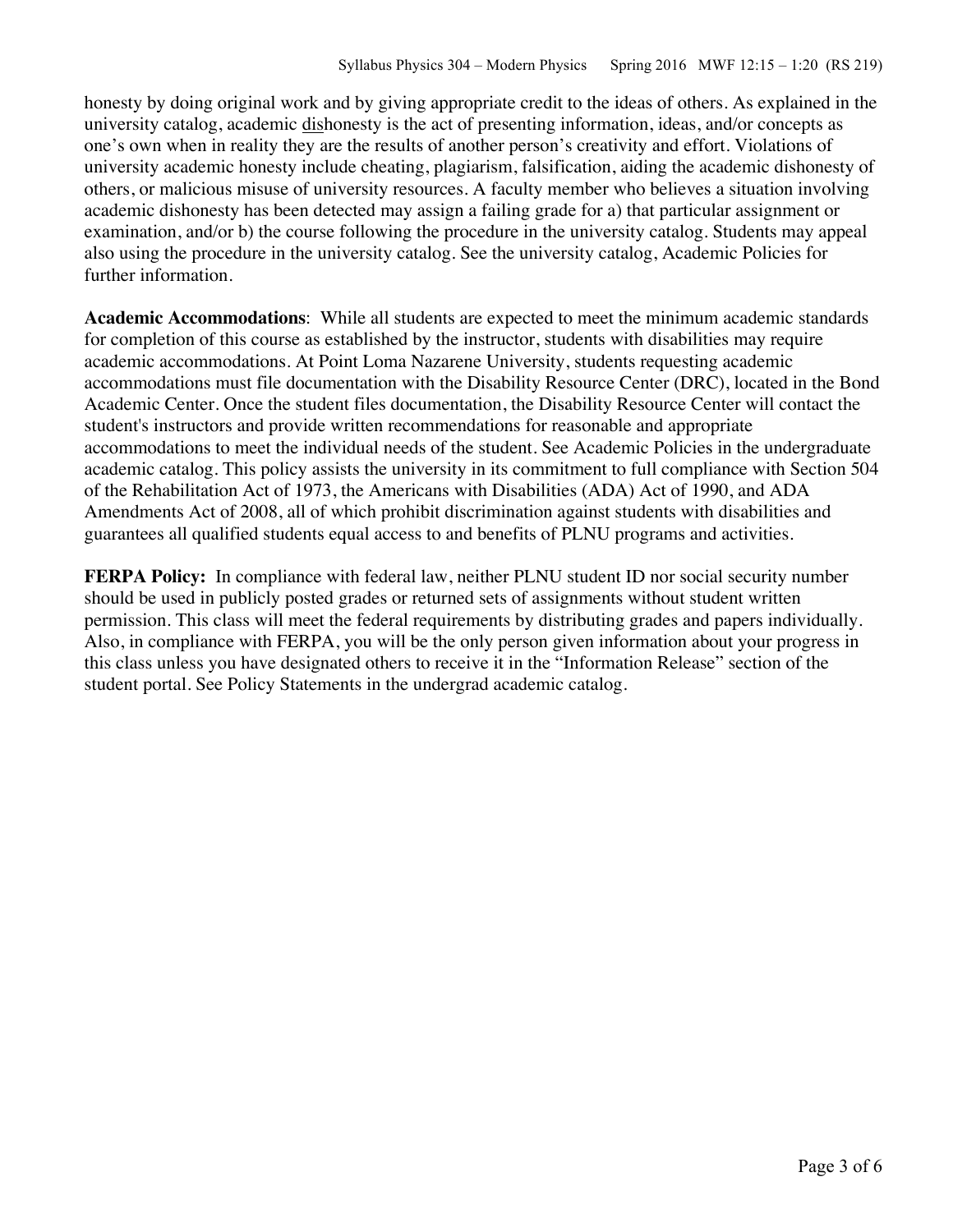honesty by doing original work and by giving appropriate credit to the ideas of others. As explained in the university catalog, academic <u>dis</u>honesty is the act of presenting information, ideas, and/or concepts as one's own when in reality they are the results of another person's creativity and effort. Violations of university academic honesty include cheating, plagiarism, falsification, aiding the academic dishonesty of others, or malicious misuse of university resources. A faculty member who believes a situation involving academic dishonesty has been detected may assign a failing grade for a) that particular assignment or examination, and/or b) the course following the procedure in the university catalog. Students may appeal also using the procedure in the university catalog. See the university catalog, Academic Policies for further information.

**Academic Accommodations**: While all students are expected to meet the minimum academic standards for completion of this course as established by the instructor, students with disabilities may require academic accommodations. At Point Loma Nazarene University, students requesting academic accommodations must file documentation with the Disability Resource Center (DRC), located in the Bond Academic Center. Once the student files documentation, the Disability Resource Center will contact the student's instructors and provide written recommendations for reasonable and appropriate accommodations to meet the individual needs of the student. See Academic Policies in the undergraduate academic catalog. This policy assists the university in its commitment to full compliance with Section 504 of the Rehabilitation Act of 1973, the Americans with Disabilities (ADA) Act of 1990, and ADA Amendments Act of 2008, all of which prohibit discrimination against students with disabilities and guarantees all qualified students equal access to and benefits of PLNU programs and activities.

**FERPA Policy:** In compliance with federal law, neither PLNU student ID nor social security number should be used in publicly posted grades or returned sets of assignments without student written permission. This class will meet the federal requirements by distributing grades and papers individually. Also, in compliance with FERPA, you will be the only person given information about your progress in this class unless you have designated others to receive it in the "Information Release" section of the student portal. See Policy Statements in the undergrad academic catalog.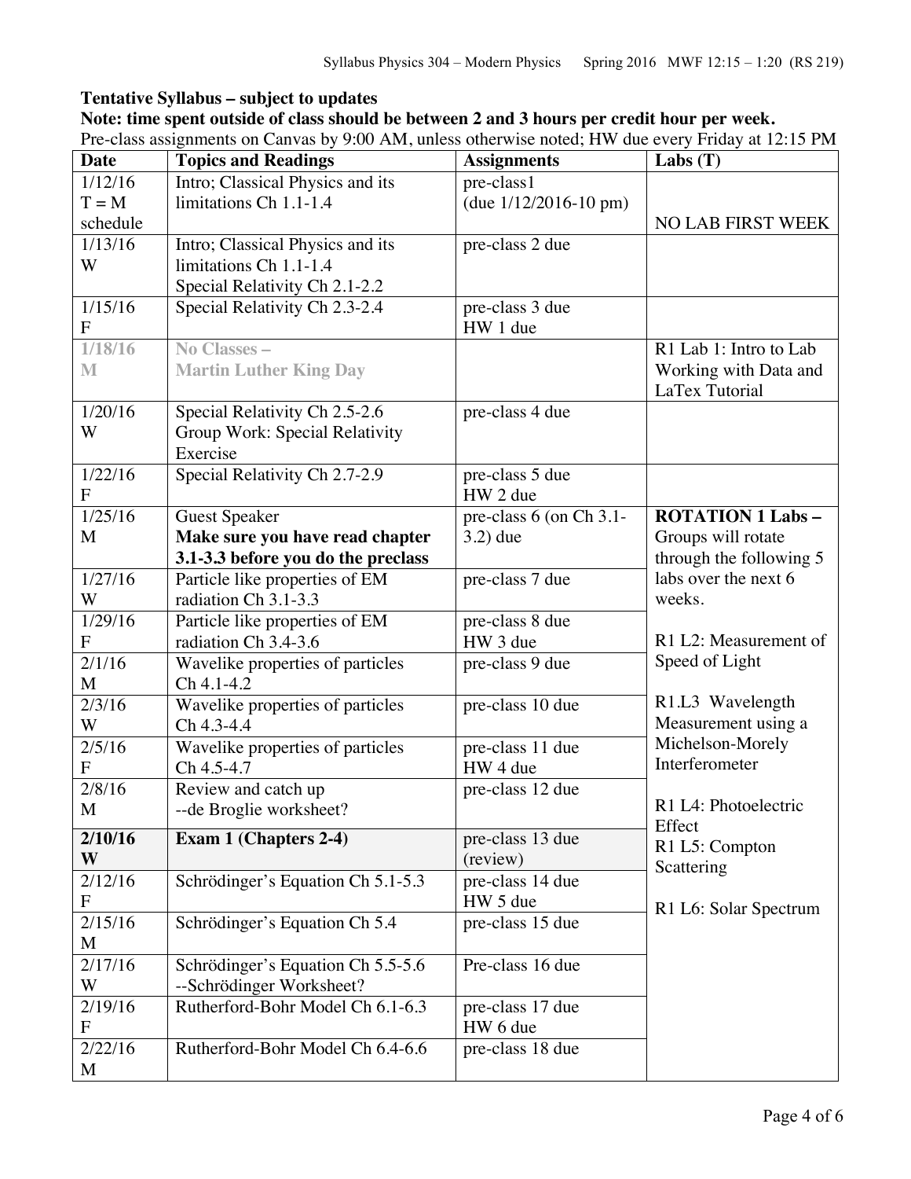**Tentative Syllabus – subject to updates**

**Note: time spent outside of class should be between 2 and 3 hours per credit hour per week.**

Pre-class assignments on Canvas by 9:00 AM, unless otherwise noted; HW due every Friday at 12:15 PM

| Date | Topics and Readings | Assignments | Labs (T) |
|---|---|---|---|
| 1/12/16 T = M schedule | Intro; Classical Physics and its limitations Ch 1.1-1.4 | pre-class1 (due 1/12/2016-10 pm) | NO LAB FIRST WEEK |
| 1/13/16 W | Intro; Classical Physics and its limitations Ch 1.1-1.4 Special Relativity Ch 2.1-2.2 | pre-class 2 due | |
| 1/15/16 F | Special Relativity Ch 2.3-2.4 | pre-class 3 due HW 1 due | |
| 1/18/16 M | **No Classes – Martin Luther King Day** | | R1 Lab 1: Intro to Lab Working with Data and LaTex Tutorial |
| 1/20/16 W | Special Relativity Ch 2.5-2.6 Group Work: Special Relativity Exercise | pre-class 4 due | |
| 1/22/16 F | Special Relativity Ch 2.7-2.9 | pre-class 5 due HW 2 due | |
| 1/25/16 M | Guest Speaker **Make sure you have read chapter 3.1-3.3 before you do the preclass** | pre-class 6 (on Ch 3.1-3.2) due | **ROTATION 1 Labs –** Groups will rotate through the following 5 labs over the next 6 weeks. R1 L2: Measurement of Speed of Light R1.L3 Wavelength Measurement using a Michelson-Morely Interferometer R1 L4: Photoelectric Effect R1 L5: Compton Scattering R1 L6: Solar Spectrum |
| 1/27/16 W | Particle like properties of EM radiation Ch 3.1-3.3 | pre-class 7 due | |
| 1/29/16 F | Particle like properties of EM radiation Ch 3.4-3.6 | pre-class 8 due HW 3 due | |
| 2/1/16 M | Wavelike properties of particles Ch 4.1-4.2 | pre-class 9 due | |
| 2/3/16 W | Wavelike properties of particles Ch 4.3-4.4 | pre-class 10 due | |
| 2/5/16 F | Wavelike properties of particles Ch 4.5-4.7 | pre-class 11 due HW 4 due | |
| 2/8/16 M | Review and catch up --de Broglie worksheet? | pre-class 12 due | |
| **2/10/16 W** | **Exam 1 (Chapters 2-4)** | pre-class 13 due (review) | |
| 2/12/16 F | Schrödinger's Equation Ch 5.1-5.3 | pre-class 14 due HW 5 due | |
| 2/15/16 M | Schrödinger's Equation Ch 5.4 | pre-class 15 due | |
| 2/17/16 W | Schrödinger's Equation Ch 5.5-5.6 --Schrödinger Worksheet? | Pre-class 16 due | |
| 2/19/16 F | Rutherford-Bohr Model Ch 6.1-6.3 | pre-class 17 due HW 6 due | |
| 2/22/16 M | Rutherford-Bohr Model Ch 6.4-6.6 | pre-class 18 due | |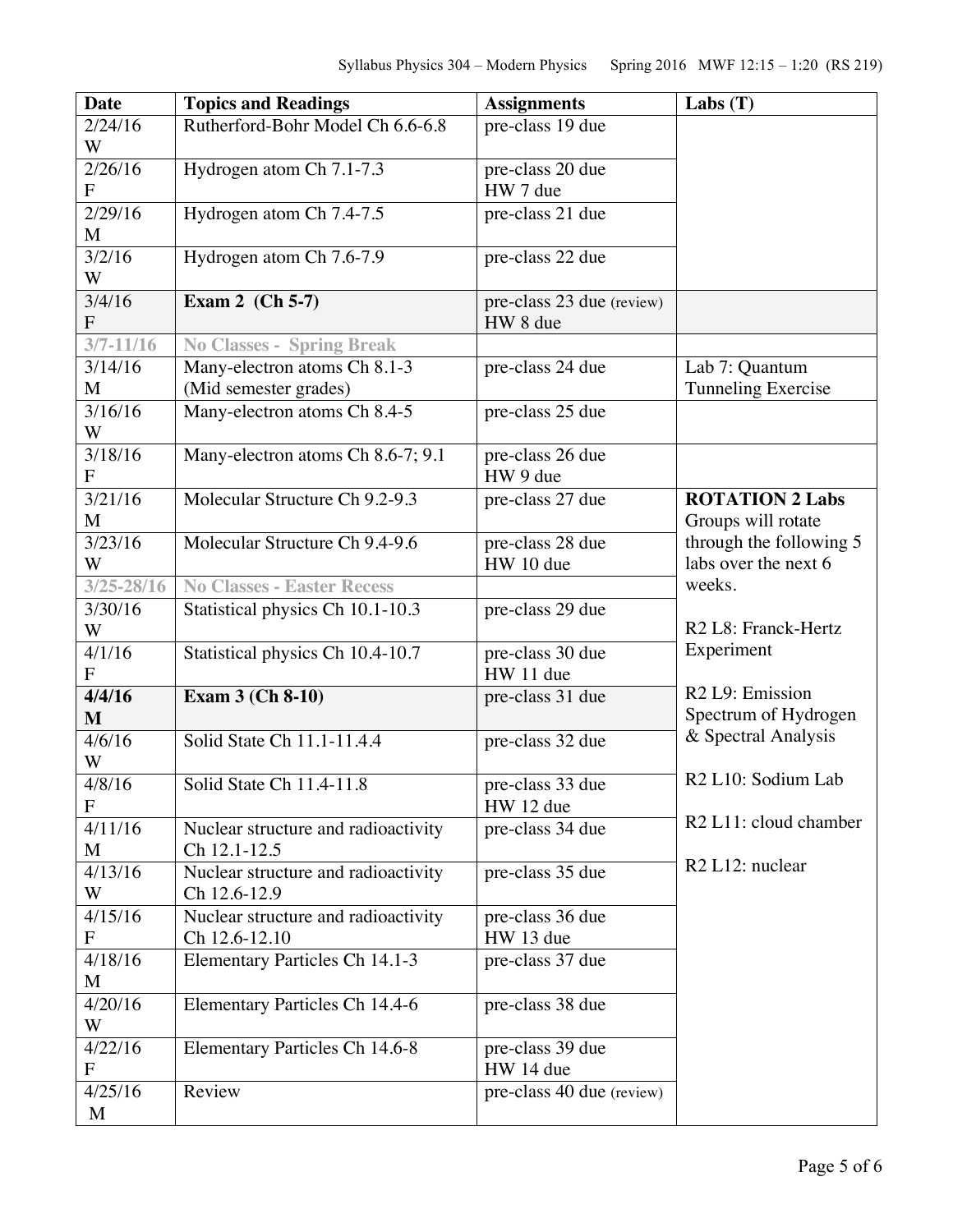| Date | Topics and Readings | Assignments | Labs (T) |
| --- | --- | --- | --- |
| 2/24/16 W | Rutherford-Bohr Model Ch 6.6-6.8 | pre-class 19 due | |
| 2/26/16 F | Hydrogen atom Ch 7.1-7.3 | pre-class 20 due<br>HW 7 due | |
| 2/29/16 M | Hydrogen atom Ch 7.4-7.5 | pre-class 21 due | |
| 3/2/16 W | Hydrogen atom Ch 7.6-7.9 | pre-class 22 due | |
| 3/4/16 F | **Exam 2 (Ch 5-7)** | pre-class 23 due (review)<br>HW 8 due | |
| 3/7-11/16 | No Classes - Spring Break | | |
| 3/14/16 M | Many-electron atoms Ch 8.1-3<br>(Mid semester grades) | pre-class 24 due | Lab 7: Quantum Tunneling Exercise |
| 3/16/16 W | Many-electron atoms Ch 8.4-5 | pre-class 25 due | |
| 3/18/16 F | Many-electron atoms Ch 8.6-7; 9.1 | pre-class 26 due<br>HW 9 due | |
| 3/21/16 M | Molecular Structure Ch 9.2-9.3 | pre-class 27 due | **ROTATION 2 Labs**<br>Groups will rotate through the following 5 labs over the next 6 weeks.<br><br>R2 L8: Franck-Hertz Experiment<br><br>R2 L9: Emission Spectrum of Hydrogen & Spectral Analysis<br><br>R2 L10: Sodium Lab<br><br>R2 L11: cloud chamber<br><br>R2 L12: nuclear |
| 3/23/16 W | Molecular Structure Ch 9.4-9.6 | pre-class 28 due<br>HW 10 due | |
| 3/25-28/16 | No Classes - Easter Recess | | |
| 3/30/16 W | Statistical physics Ch 10.1-10.3 | pre-class 29 due | |
| 4/1/16 F | Statistical physics Ch 10.4-10.7 | pre-class 30 due<br>HW 11 due | |
| **4/4/16 M** | **Exam 3 (Ch 8-10)** | pre-class 31 due | |
| 4/6/16 W | Solid State Ch 11.1-11.4.4 | pre-class 32 due | |
| 4/8/16 F | Solid State Ch 11.4-11.8 | pre-class 33 due<br>HW 12 due | |
| 4/11/16 M | Nuclear structure and radioactivity Ch 12.1-12.5 | pre-class 34 due | |
| 4/13/16 W | Nuclear structure and radioactivity Ch 12.6-12.9 | pre-class 35 due | |
| 4/15/16 F | Nuclear structure and radioactivity Ch 12.6-12.10 | pre-class 36 due<br>HW 13 due | |
| 4/18/16 M | Elementary Particles Ch 14.1-3 | pre-class 37 due | |
| 4/20/16 W | Elementary Particles Ch 14.4-6 | pre-class 38 due | |
| 4/22/16 F | Elementary Particles Ch 14.6-8 | pre-class 39 due<br>HW 14 due | |
| 4/25/16 M | Review | pre-class 40 due (review) | |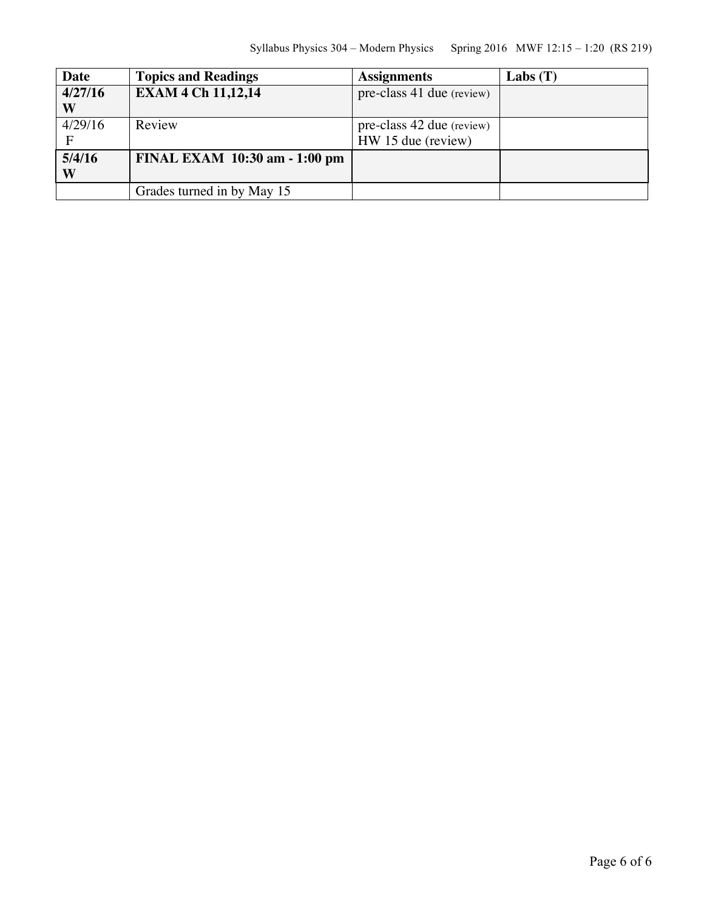| Date | Topics and Readings | Assignments | Labs (T) |
|---|---|---|---|
| **4/27/16 W** | **EXAM 4 Ch 11,12,14** | pre-class 41 due (review) | |
| 4/29/16 F | Review | pre-class 42 due (review) HW 15 due (review) | |
| **5/4/16 W** | **FINAL EXAM 10:30 am - 1:00 pm** | | |
| | Grades turned in by May 15 | | |